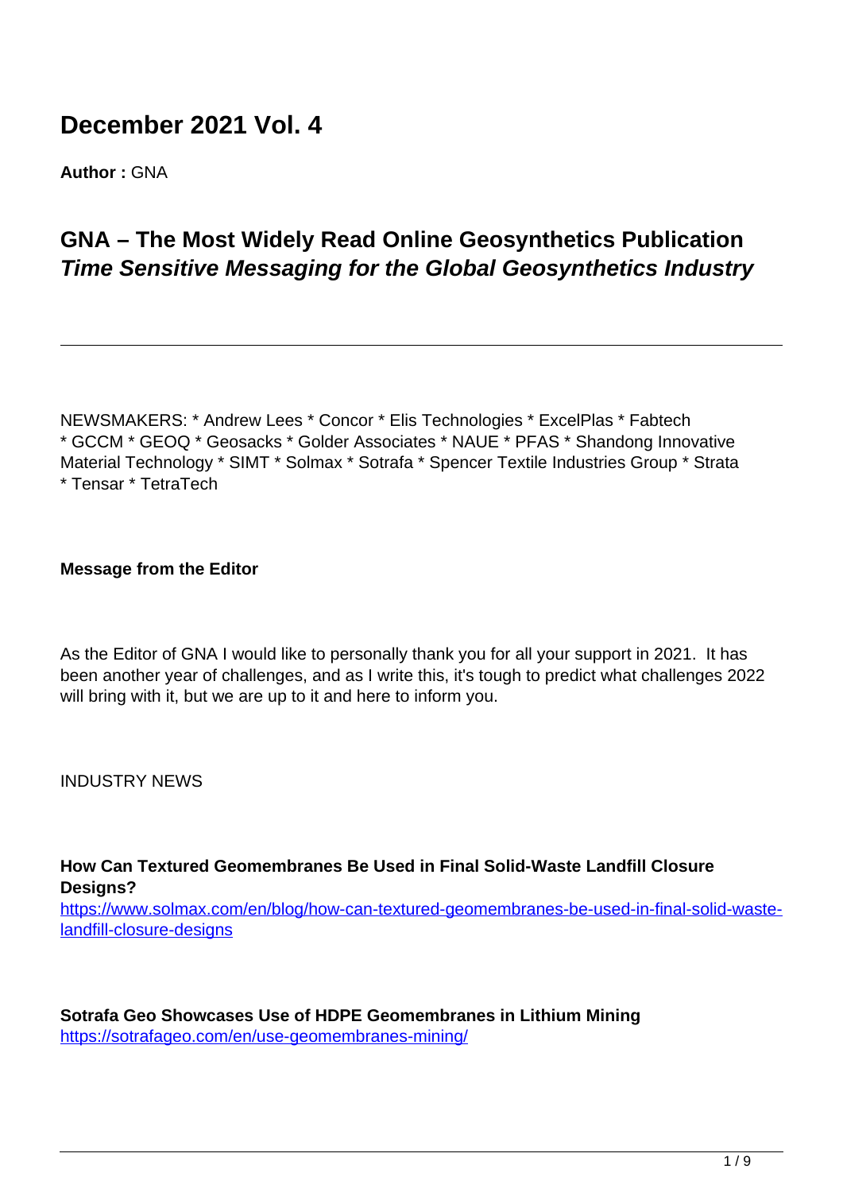# December 2021 Vol. 4

**Author :** GNA

## GNA – The Most Widely Read Online Geosynthetics Publication
## ***Time Sensitive Messaging for the Global Geosynthetics Industry***

---

NEWSMAKERS: * Andrew Lees * Concor * Elis Technologies * ExcelPlas * Fabtech * GCCM * GEOQ * Geosacks * Golder Associates * NAUE * PFAS * Shandong Innovative Material Technology * SIMT * Solmax * Sotrafa * Spencer Textile Industries Group * Strata * Tensar * TetraTech

**Message from the Editor**

As the Editor of GNA I would like to personally thank you for all your support in 2021. It has been another year of challenges, and as I write this, it's tough to predict what challenges 2022 will bring with it, but we are up to it and here to inform you.

INDUSTRY NEWS

**How Can Textured Geomembranes Be Used in Final Solid-Waste Landfill Closure Designs?**
https://www.solmax.com/en/blog/how-can-textured-geomembranes-be-used-in-final-solid-waste-landfill-closure-designs

**Sotrafa Geo Showcases Use of HDPE Geomembranes in Lithium Mining**
https://sotrafageo.com/en/use-geomembranes-mining/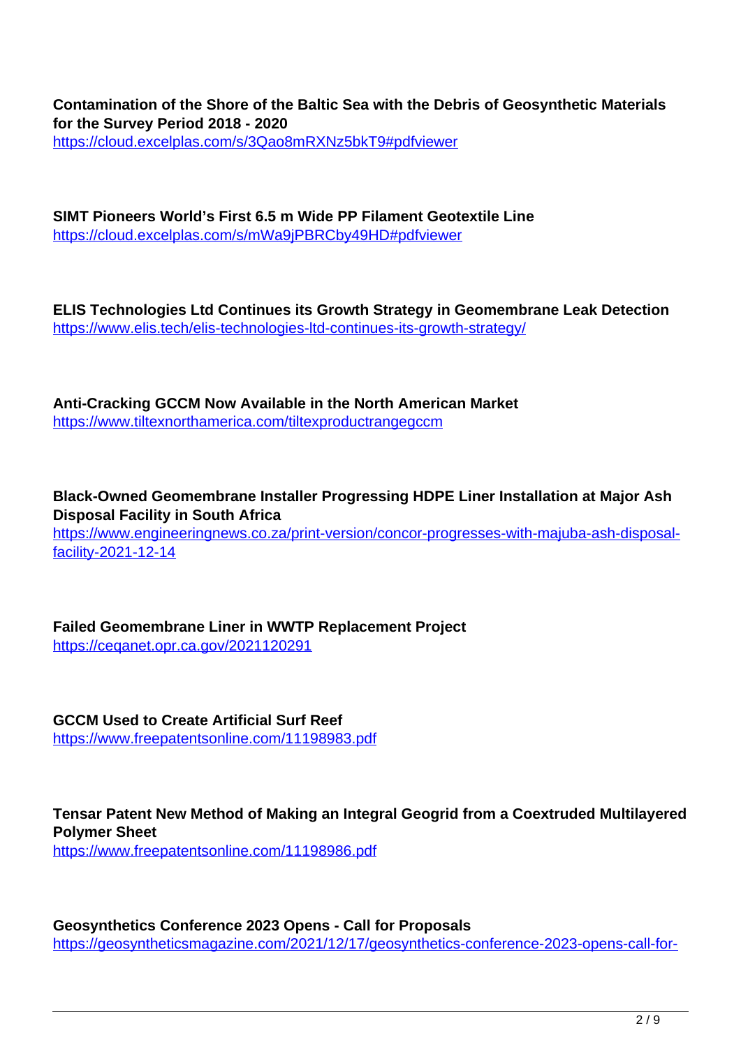**Contamination of the Shore of the Baltic Sea with the Debris of Geosynthetic Materials for the Survey Period 2018 - 2020**
https://cloud.excelplas.com/s/3Qao8mRXNz5bkT9#pdfviewer

**SIMT Pioneers World's First 6.5 m Wide PP Filament Geotextile Line**
https://cloud.excelplas.com/s/mWa9jPBRCby49HD#pdfviewer

**ELIS Technologies Ltd Continues its Growth Strategy in Geomembrane Leak Detection**
https://www.elis.tech/elis-technologies-ltd-continues-its-growth-strategy/

**Anti-Cracking GCCM Now Available in the North American Market**
https://www.tiltexnorthamerica.com/tiltexproductrangegccm

**Black-Owned Geomembrane Installer Progressing HDPE Liner Installation at Major Ash Disposal Facility in South Africa**
https://www.engineeringnews.co.za/print-version/concor-progresses-with-majuba-ash-disposal-facility-2021-12-14

**Failed Geomembrane Liner in WWTP Replacement Project**
https://ceqanet.opr.ca.gov/2021120291

**GCCM Used to Create Artificial Surf Reef**
https://www.freepatentsonline.com/11198983.pdf

**Tensar Patent New Method of Making an Integral Geogrid from a Coextruded Multilayered Polymer Sheet**
https://www.freepatentsonline.com/11198986.pdf

**Geosynthetics Conference 2023 Opens - Call for Proposals**
https://geosyntheticsmagazine.com/2021/12/17/geosynthetics-conference-2023-opens-call-for-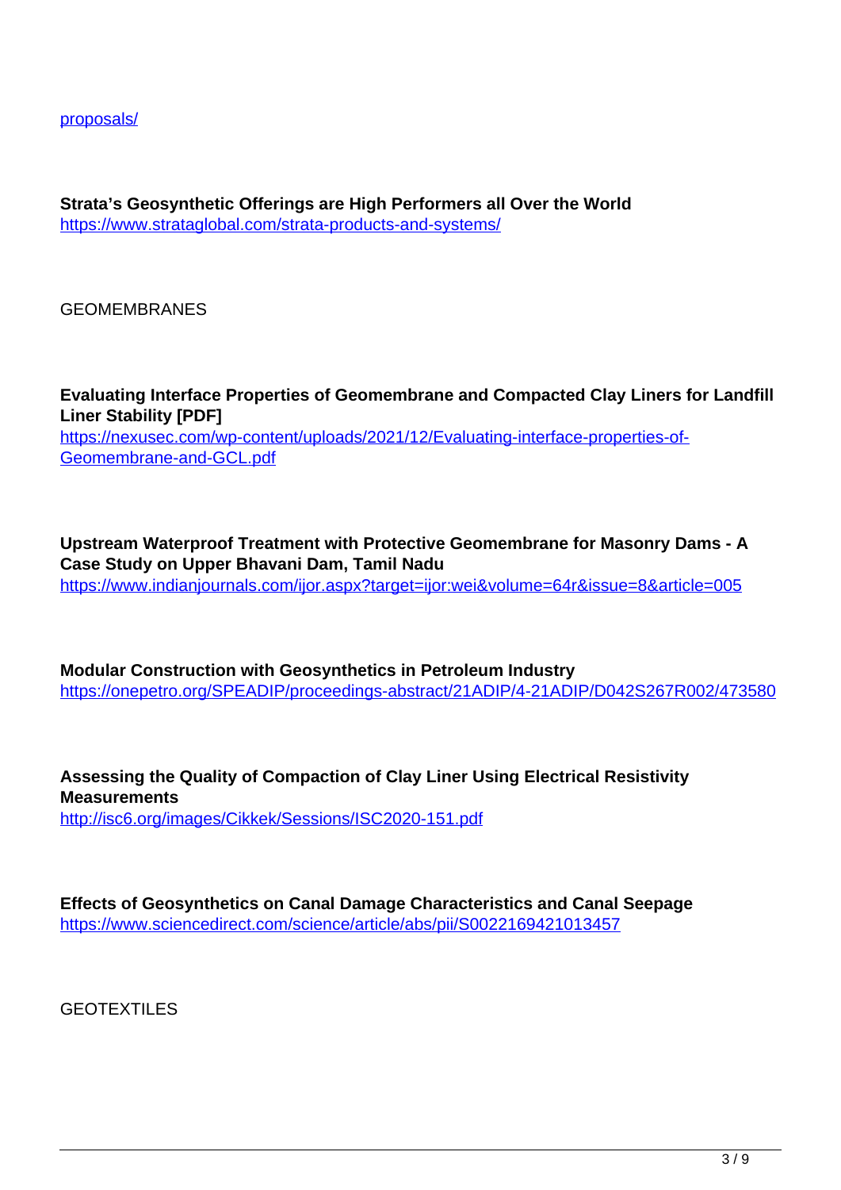[proposals/](proposals/)

**Strata's Geosynthetic Offerings are High Performers all Over the World**
https://www.strataglobal.com/strata-products-and-systems/

GEOMEMBRANES

**Evaluating Interface Properties of Geomembrane and Compacted Clay Liners for Landfill Liner Stability [PDF]**
https://nexusec.com/wp-content/uploads/2021/12/Evaluating-interface-properties-of-Geomembrane-and-GCL.pdf

**Upstream Waterproof Treatment with Protective Geomembrane for Masonry Dams - A Case Study on Upper Bhavani Dam, Tamil Nadu**
https://www.indianjournals.com/ijor.aspx?target=ijor:wei&volume=64r&issue=8&article=005

**Modular Construction with Geosynthetics in Petroleum Industry**
https://onepetro.org/SPEADIP/proceedings-abstract/21ADIP/4-21ADIP/D042S267R002/473580

**Assessing the Quality of Compaction of Clay Liner Using Electrical Resistivity Measurements**
http://isc6.org/images/Cikkek/Sessions/ISC2020-151.pdf

**Effects of Geosynthetics on Canal Damage Characteristics and Canal Seepage**
https://www.sciencedirect.com/science/article/abs/pii/S0022169421013457

GEOTEXTILES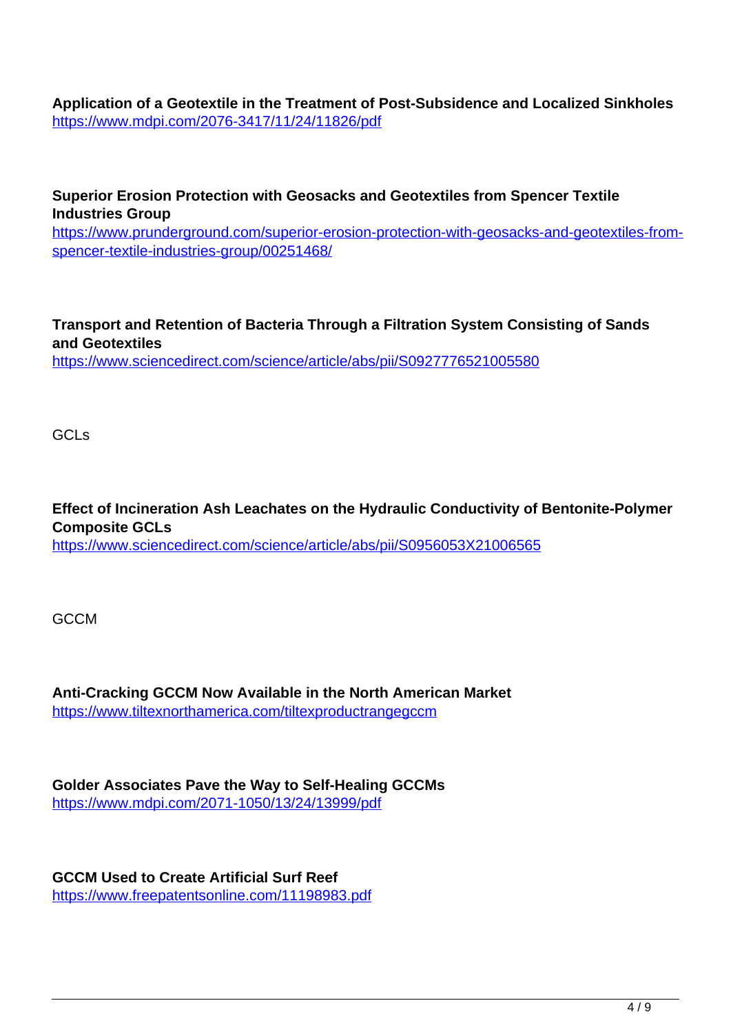**Application of a Geotextile in the Treatment of Post-Subsidence and Localized Sinkholes**
https://www.mdpi.com/2076-3417/11/24/11826/pdf

**Superior Erosion Protection with Geosacks and Geotextiles from Spencer Textile Industries Group**
https://www.prunderground.com/superior-erosion-protection-with-geosacks-and-geotextiles-from-spencer-textile-industries-group/00251468/

**Transport and Retention of Bacteria Through a Filtration System Consisting of Sands and Geotextiles**
https://www.sciencedirect.com/science/article/abs/pii/S0927776521005580

GCLs

**Effect of Incineration Ash Leachates on the Hydraulic Conductivity of Bentonite-Polymer Composite GCLs**
https://www.sciencedirect.com/science/article/abs/pii/S0956053X21006565

GCCM

**Anti-Cracking GCCM Now Available in the North American Market**
https://www.tiltexnorthamerica.com/tiltexproductrangegccm

**Golder Associates Pave the Way to Self-Healing GCCMs**
https://www.mdpi.com/2071-1050/13/24/13999/pdf

**GCCM Used to Create Artificial Surf Reef**
https://www.freepatentsonline.com/11198983.pdf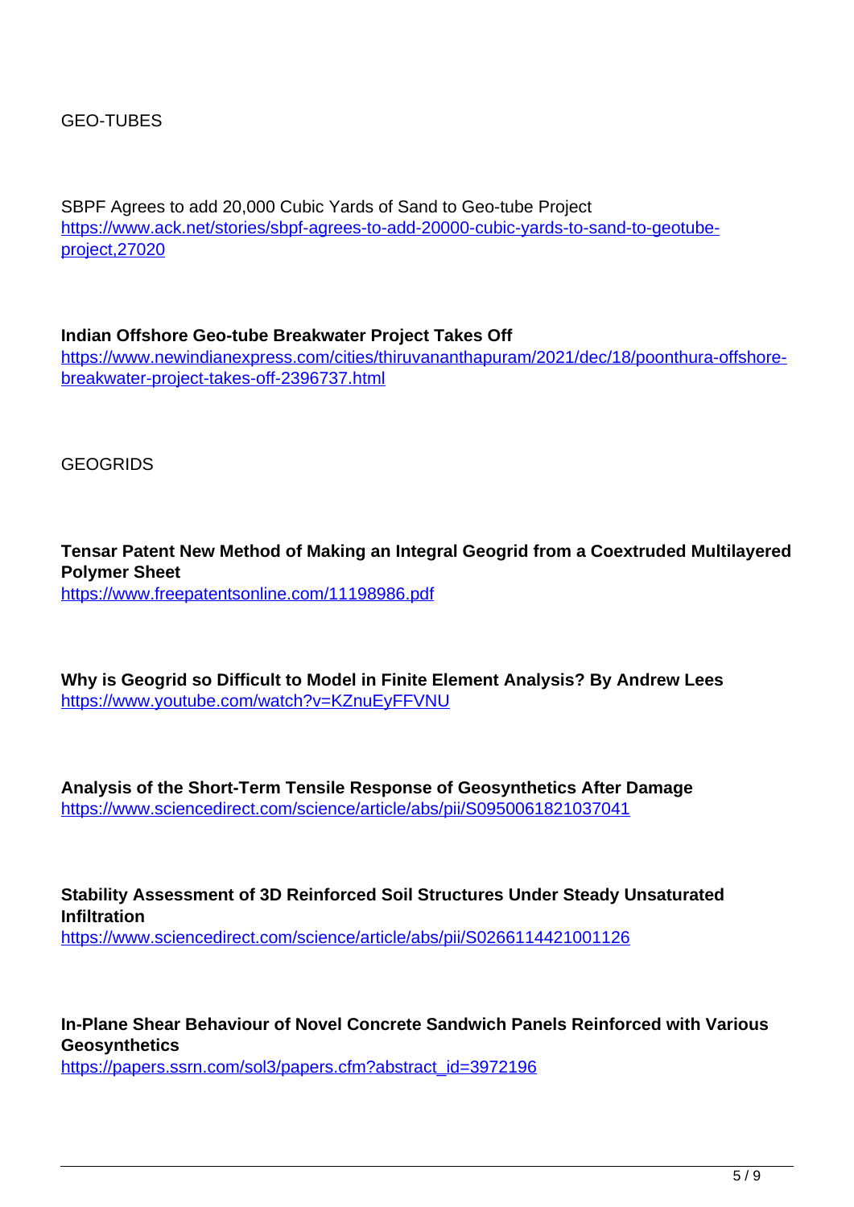GEO-TUBES

SBPF Agrees to add 20,000 Cubic Yards of Sand to Geo-tube Project
[https://www.ack.net/stories/sbpf-agrees-to-add-20000-cubic-yards-to-sand-to-geotube-project,27020](https://www.ack.net/stories/sbpf-agrees-to-add-20000-cubic-yards-to-sand-to-geotube-project,27020)

**Indian Offshore Geo-tube Breakwater Project Takes Off**
[https://www.newindianexpress.com/cities/thiruvananthapuram/2021/dec/18/poonthura-offshore-breakwater-project-takes-off-2396737.html](https://www.newindianexpress.com/cities/thiruvananthapuram/2021/dec/18/poonthura-offshore-breakwater-project-takes-off-2396737.html)

GEOGRIDS

**Tensar Patent New Method of Making an Integral Geogrid from a Coextruded Multilayered Polymer Sheet**
[https://www.freepatentsonline.com/11198986.pdf](https://www.freepatentsonline.com/11198986.pdf)

**Why is Geogrid so Difficult to Model in Finite Element Analysis? By Andrew Lees**
[https://www.youtube.com/watch?v=KZnuEyFFVNU](https://www.youtube.com/watch?v=KZnuEyFFVNU)

**Analysis of the Short-Term Tensile Response of Geosynthetics After Damage**
[https://www.sciencedirect.com/science/article/abs/pii/S0950061821037041](https://www.sciencedirect.com/science/article/abs/pii/S0950061821037041)

**Stability Assessment of 3D Reinforced Soil Structures Under Steady Unsaturated Infiltration**
[https://www.sciencedirect.com/science/article/abs/pii/S0266114421001126](https://www.sciencedirect.com/science/article/abs/pii/S0266114421001126)

**In-Plane Shear Behaviour of Novel Concrete Sandwich Panels Reinforced with Various Geosynthetics**
[https://papers.ssrn.com/sol3/papers.cfm?abstract_id=3972196](https://papers.ssrn.com/sol3/papers.cfm?abstract_id=3972196)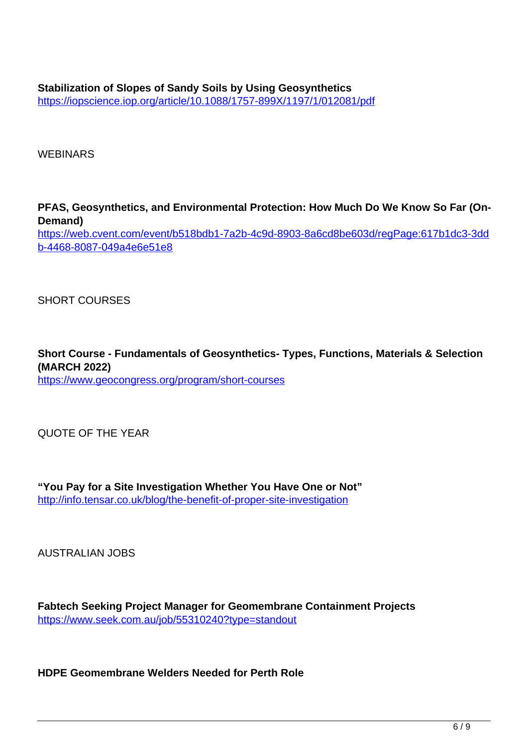**Stabilization of Slopes of Sandy Soils by Using Geosynthetics**
https://iopscience.iop.org/article/10.1088/1757-899X/1197/1/012081/pdf

## WEBINARS

**PFAS, Geosynthetics, and Environmental Protection: How Much Do We Know So Far (On-Demand)**
https://web.cvent.com/event/b518bdb1-7a2b-4c9d-8903-8a6cd8be603d/regPage:617b1dc3-3ddb-4468-8087-049a4e6e51e8

## SHORT COURSES

**Short Course - Fundamentals of Geosynthetics- Types, Functions, Materials & Selection (MARCH 2022)**
https://www.geocongress.org/program/short-courses

## QUOTE OF THE YEAR

**"You Pay for a Site Investigation Whether You Have One or Not"**
http://info.tensar.co.uk/blog/the-benefit-of-proper-site-investigation

## AUSTRALIAN JOBS

**Fabtech Seeking Project Manager for Geomembrane Containment Projects**
https://www.seek.com.au/job/55310240?type=standout

**HDPE Geomembrane Welders Needed for Perth Role**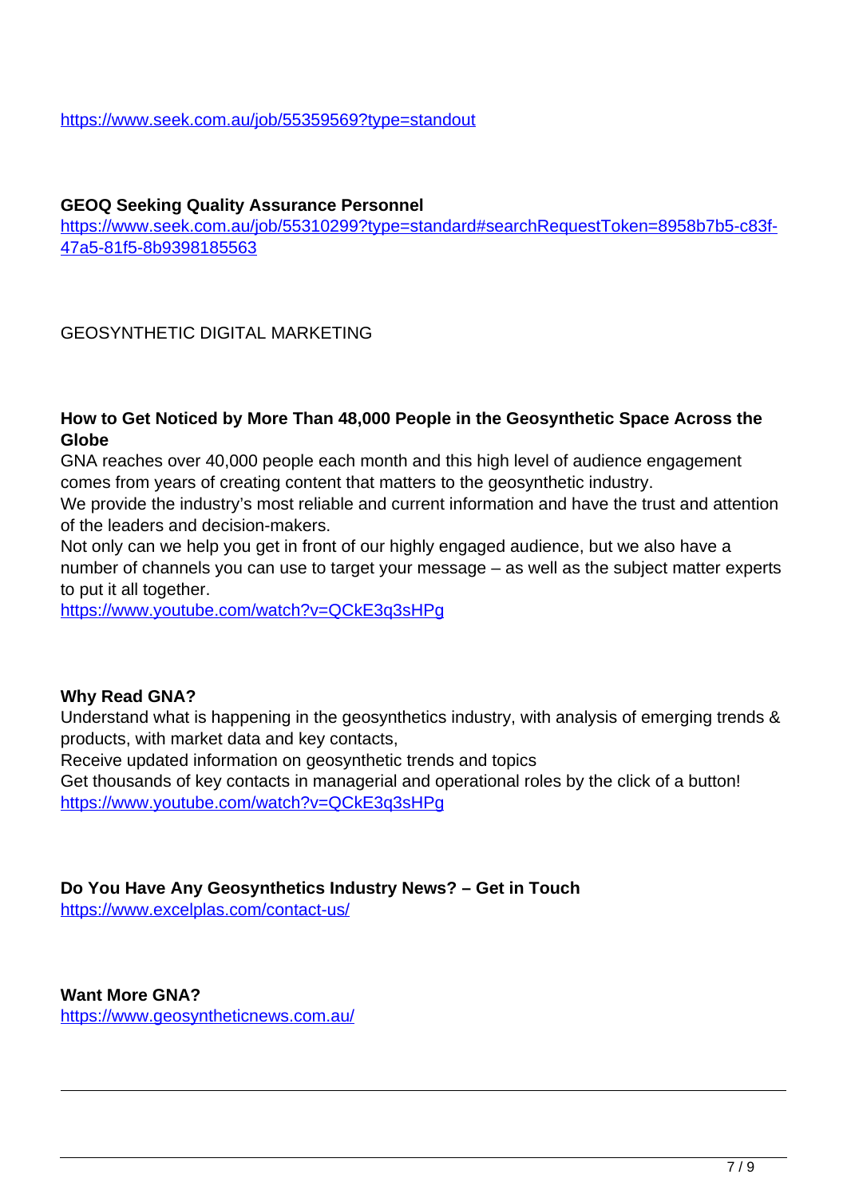https://www.seek.com.au/job/55359569?type=standout

**GEOQ Seeking Quality Assurance Personnel**
https://www.seek.com.au/job/55310299?type=standard#searchRequestToken=8958b7b5-c83f-47a5-81f5-8b9398185563

GEOSYNTHETIC DIGITAL MARKETING

**How to Get Noticed by More Than 48,000 People in the Geosynthetic Space Across the Globe**

GNA reaches over 40,000 people each month and this high level of audience engagement comes from years of creating content that matters to the geosynthetic industry.
We provide the industry's most reliable and current information and have the trust and attention of the leaders and decision-makers.
Not only can we help you get in front of our highly engaged audience, but we also have a number of channels you can use to target your message – as well as the subject matter experts to put it all together.
https://www.youtube.com/watch?v=QCkE3q3sHPg

**Why Read GNA?**

Understand what is happening in the geosynthetics industry, with analysis of emerging trends & products, with market data and key contacts,
Receive updated information on geosynthetic trends and topics
Get thousands of key contacts in managerial and operational roles by the click of a button!
https://www.youtube.com/watch?v=QCkE3q3sHPg

**Do You Have Any Geosynthetics Industry News? – Get in Touch**
https://www.excelplas.com/contact-us/

**Want More GNA?**
https://www.geosyntheticnews.com.au/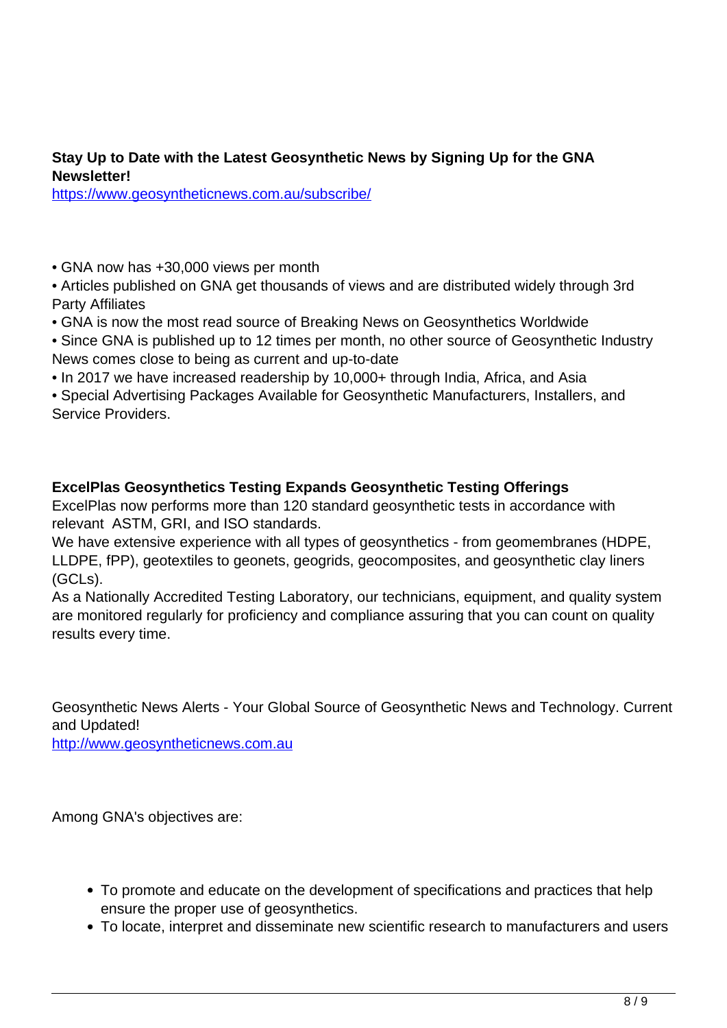**Stay Up to Date with the Latest Geosynthetic News by Signing Up for the GNA Newsletter!**
https://www.geosyntheticnews.com.au/subscribe/

• GNA now has +30,000 views per month
• Articles published on GNA get thousands of views and are distributed widely through 3rd Party Affiliates
• GNA is now the most read source of Breaking News on Geosynthetics Worldwide
• Since GNA is published up to 12 times per month, no other source of Geosynthetic Industry News comes close to being as current and up-to-date
• In 2017 we have increased readership by 10,000+ through India, Africa, and Asia
• Special Advertising Packages Available for Geosynthetic Manufacturers, Installers, and Service Providers.

**ExcelPlas Geosynthetics Testing Expands Geosynthetic Testing Offerings**
ExcelPlas now performs more than 120 standard geosynthetic tests in accordance with relevant ASTM, GRI, and ISO standards.
We have extensive experience with all types of geosynthetics - from geomembranes (HDPE, LLDPE, fPP), geotextiles to geonets, geogrids, geocomposites, and geosynthetic clay liners (GCLs).
As a Nationally Accredited Testing Laboratory, our technicians, equipment, and quality system are monitored regularly for proficiency and compliance assuring that you can count on quality results every time.

Geosynthetic News Alerts - Your Global Source of Geosynthetic News and Technology. Current and Updated!
http://www.geosyntheticnews.com.au

Among GNA's objectives are:

- To promote and educate on the development of specifications and practices that help ensure the proper use of geosynthetics.
- To locate, interpret and disseminate new scientific research to manufacturers and users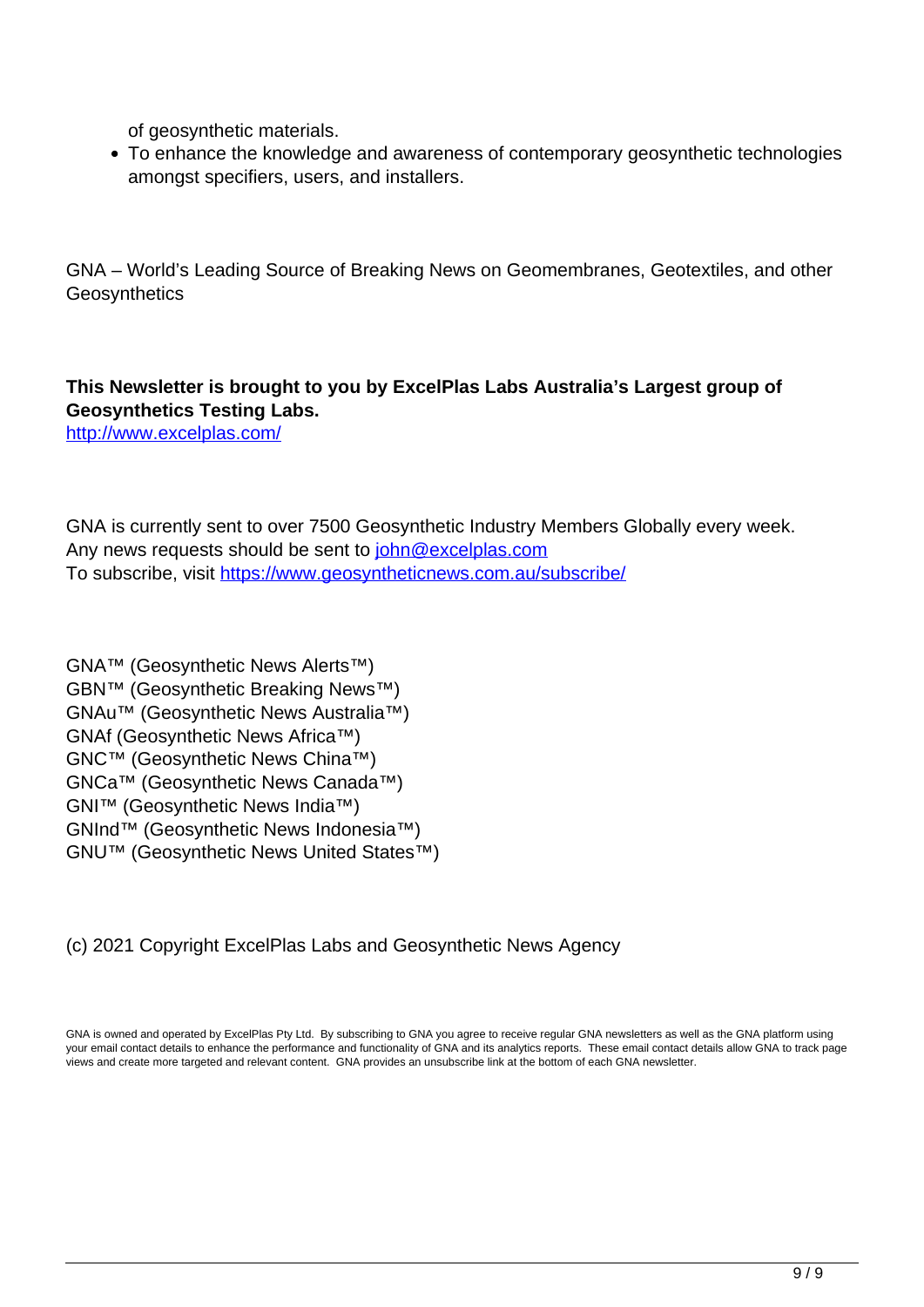of geosynthetic materials.

- To enhance the knowledge and awareness of contemporary geosynthetic technologies amongst specifiers, users, and installers.

GNA – World's Leading Source of Breaking News on Geomembranes, Geotextiles, and other Geosynthetics

**This Newsletter is brought to you by ExcelPlas Labs Australia's Largest group of Geosynthetics Testing Labs.**
[http://www.excelplas.com/](http://www.excelplas.com/)

GNA is currently sent to over 7500 Geosynthetic Industry Members Globally every week.
Any news requests should be sent to [john@excelplas.com](mailto:john@excelplas.com)
To subscribe, visit [https://www.geosyntheticnews.com.au/subscribe/](https://www.geosyntheticnews.com.au/subscribe/)

GNA™ (Geosynthetic News Alerts™)
GBN™ (Geosynthetic Breaking News™)
GNAu™ (Geosynthetic News Australia™)
GNAf (Geosynthetic News Africa™)
GNC™ (Geosynthetic News China™)
GNCa™ (Geosynthetic News Canada™)
GNI™ (Geosynthetic News India™)
GNInd™ (Geosynthetic News Indonesia™)
GNU™ (Geosynthetic News United States™)

(c) 2021 Copyright ExcelPlas Labs and Geosynthetic News Agency

GNA is owned and operated by ExcelPlas Pty Ltd. By subscribing to GNA you agree to receive regular GNA newsletters as well as the GNA platform using your email contact details to enhance the performance and functionality of GNA and its analytics reports. These email contact details allow GNA to track page views and create more targeted and relevant content. GNA provides an unsubscribe link at the bottom of each GNA newsletter.